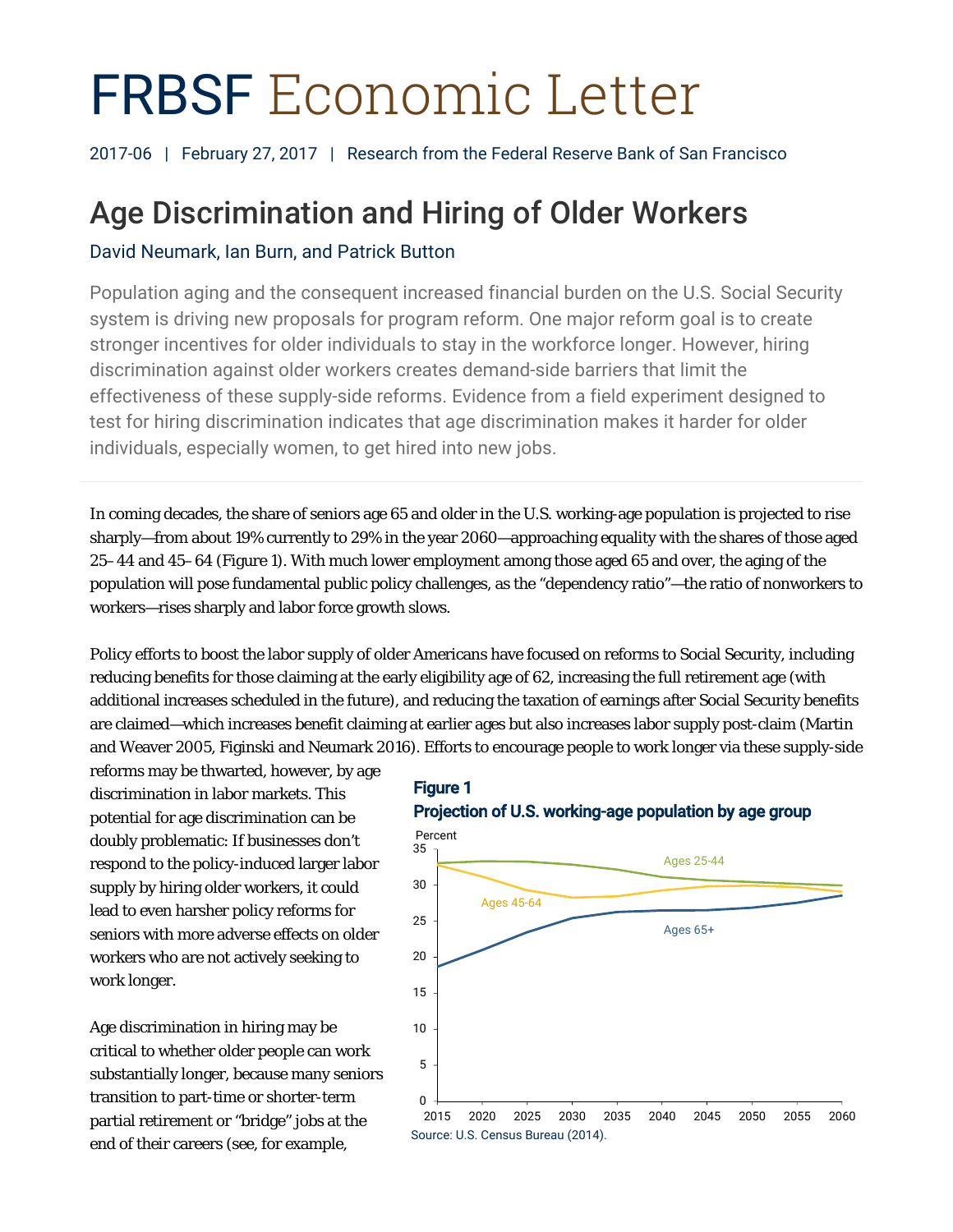# FRBSF Economic Letter

2017-06 | February 27, 2017 | Research from the Federal Reserve Bank of San Francisco

## Age Discrimination and Hiring of Older Workers

David Neumark, Ian Burn, and Patrick Button

Population aging and the consequent increased financial burden on the U.S. Social Security system is driving new proposals for program reform. One major reform goal is to create stronger incentives for older individuals to stay in the workforce longer. However, hiring discrimination against older workers creates demand-side barriers that limit the effectiveness of these supply-side reforms. Evidence from a field experiment designed to test for hiring discrimination indicates that age discrimination makes it harder for older individuals, especially women, to get hired into new jobs.

In coming decades, the share of seniors age 65 and older in the U.S. working-age population is projected to rise sharply—from about 19% currently to 29% in the year 2060—approaching equality with the shares of those aged 25–44 and 45–64 (Figure 1). With much lower employment among those aged 65 and over, the aging of the population will pose fundamental public policy challenges, as the "dependency ratio"—the ratio of nonworkers to workers—rises sharply and labor force growth slows.

Policy efforts to boost the labor supply of older Americans have focused on reforms to Social Security, including reducing benefits for those claiming at the early eligibility age of 62, increasing the full retirement age (with additional increases scheduled in the future), and reducing the taxation of earnings after Social Security benefits are claimed—which increases benefit claiming at earlier ages but also increases labor supply post-claim (Martin and Weaver 2005, Figinski and Neumark 2016). Efforts to encourage people to work longer via these supply-side reforms may be thwarted, however, by age discrimination in labor markets. This potential for age discrimination can be doubly problematic: If businesses don't respond to the policy-induced larger labor supply by hiring older workers, it could lead to even harsher policy reforms for seniors with more adverse effects on older workers who are not actively seeking to work longer.

**Figure 1**
**Projection of U.S. working-age population by age group**

Source: U.S. Census Bureau (2014).

Age discrimination in hiring may be critical to whether older people can work substantially longer, because many seniors transition to part-time or shorter-term partial retirement or "bridge" jobs at the end of their careers (see, for example,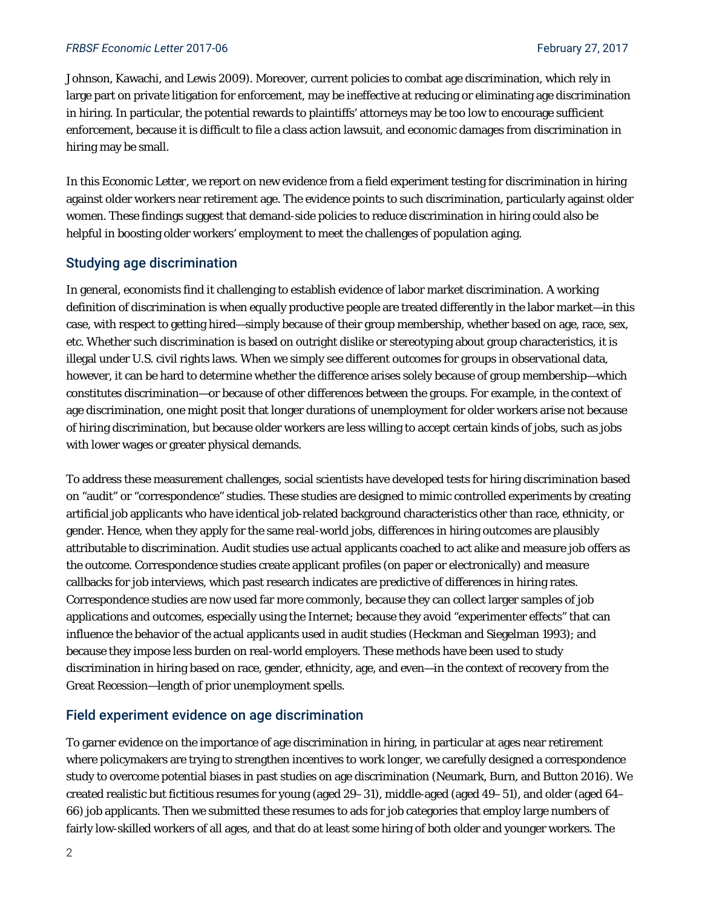Johnson, Kawachi, and Lewis 2009). Moreover, current policies to combat age discrimination, which rely in large part on private litigation for enforcement, may be ineffective at reducing or eliminating age discrimination in hiring. In particular, the potential rewards to plaintiffs' attorneys may be too low to encourage sufficient enforcement, because it is difficult to file a class action lawsuit, and economic damages from discrimination in hiring may be small.

In this Economic Letter, we report on new evidence from a field experiment testing for discrimination in hiring against older workers near retirement age. The evidence points to such discrimination, particularly against older women. These findings suggest that demand-side policies to reduce discrimination in hiring could also be helpful in boosting older workers' employment to meet the challenges of population aging.

## Studying age discrimination

In general, economists find it challenging to establish evidence of labor market discrimination. A working definition of discrimination is when equally productive people are treated differently in the labor market—in this case, with respect to getting hired—simply because of their group membership, whether based on age, race, sex, etc. Whether such discrimination is based on outright dislike or stereotyping about group characteristics, it is illegal under U.S. civil rights laws. When we simply see different outcomes for groups in observational data, however, it can be hard to determine whether the difference arises solely because of group membership—which constitutes discrimination—or because of other differences between the groups. For example, in the context of age discrimination, one might posit that longer durations of unemployment for older workers arise not because of hiring discrimination, but because older workers are less willing to accept certain kinds of jobs, such as jobs with lower wages or greater physical demands.

To address these measurement challenges, social scientists have developed tests for hiring discrimination based on "audit" or "correspondence" studies. These studies are designed to mimic controlled experiments by creating artificial job applicants who have identical job-related background characteristics other than race, ethnicity, or gender. Hence, when they apply for the same real-world jobs, differences in hiring outcomes are plausibly attributable to discrimination. Audit studies use actual applicants coached to act alike and measure job offers as the outcome. Correspondence studies create applicant profiles (on paper or electronically) and measure callbacks for job interviews, which past research indicates are predictive of differences in hiring rates. Correspondence studies are now used far more commonly, because they can collect larger samples of job applications and outcomes, especially using the Internet; because they avoid "experimenter effects" that can influence the behavior of the actual applicants used in audit studies (Heckman and Siegelman 1993); and because they impose less burden on real-world employers. These methods have been used to study discrimination in hiring based on race, gender, ethnicity, age, and even—in the context of recovery from the Great Recession—length of prior unemployment spells.

## Field experiment evidence on age discrimination

To garner evidence on the importance of age discrimination in hiring, in particular at ages near retirement where policymakers are trying to strengthen incentives to work longer, we carefully designed a correspondence study to overcome potential biases in past studies on age discrimination (Neumark, Burn, and Button 2016). We created realistic but fictitious resumes for young (aged 29–31), middle-aged (aged 49–51), and older (aged 64–66) job applicants. Then we submitted these resumes to ads for job categories that employ large numbers of fairly low-skilled workers of all ages, and that do at least some hiring of both older and younger workers. The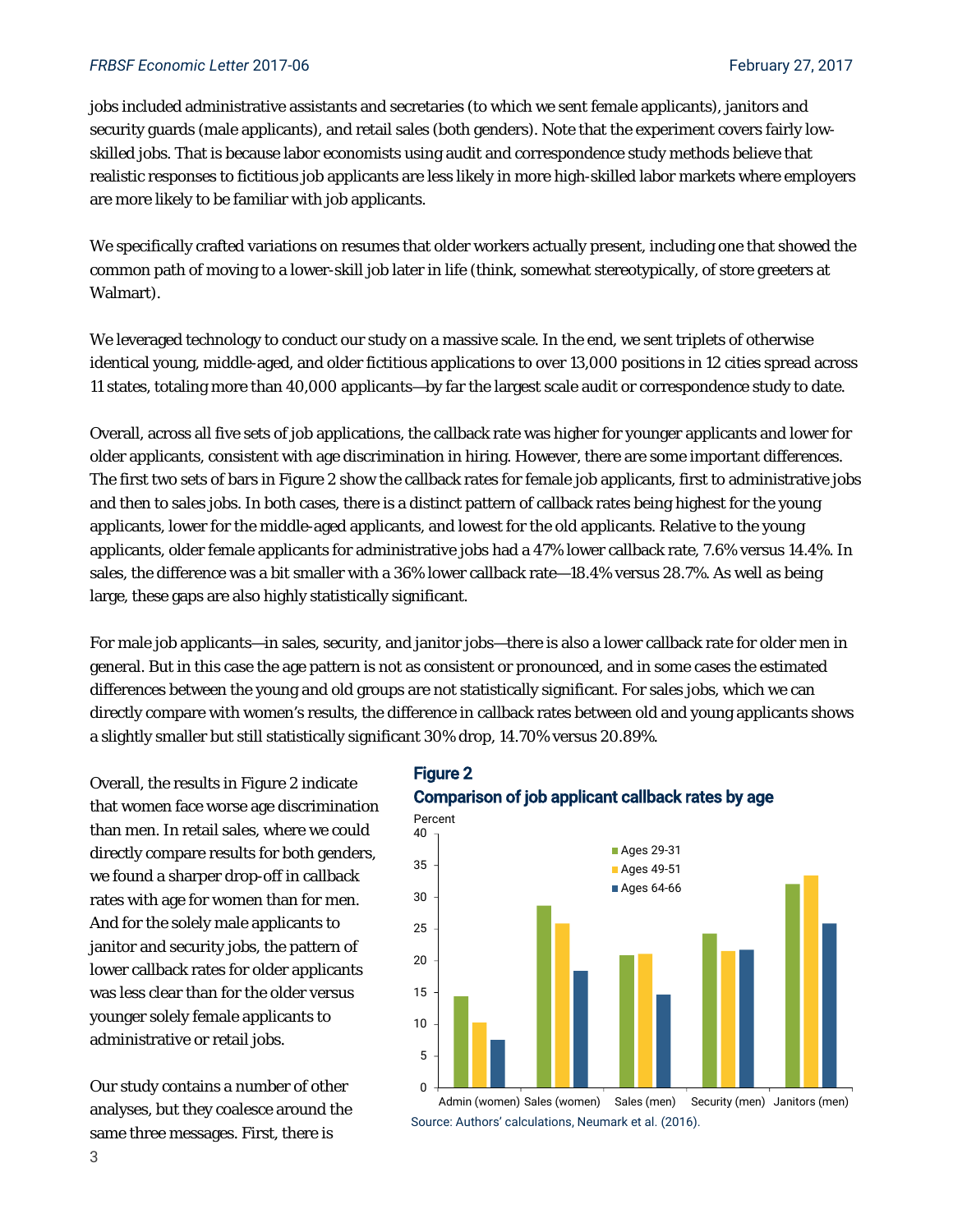jobs included administrative assistants and secretaries (to which we sent female applicants), janitors and security guards (male applicants), and retail sales (both genders). Note that the experiment covers fairly low-skilled jobs. That is because labor economists using audit and correspondence study methods believe that realistic responses to fictitious job applicants are less likely in more high-skilled labor markets where employers are more likely to be familiar with job applicants.

We specifically crafted variations on resumes that older workers actually present, including one that showed the common path of moving to a lower-skill job later in life (think, somewhat stereotypically, of store greeters at Walmart).

We leveraged technology to conduct our study on a massive scale. In the end, we sent triplets of otherwise identical young, middle-aged, and older fictitious applications to over 13,000 positions in 12 cities spread across 11 states, totaling more than 40,000 applicants—by far the largest scale audit or correspondence study to date.

Overall, across all five sets of job applications, the callback rate was higher for younger applicants and lower for older applicants, consistent with age discrimination in hiring. However, there are some important differences. The first two sets of bars in Figure 2 show the callback rates for female job applicants, first to administrative jobs and then to sales jobs. In both cases, there is a distinct pattern of callback rates being highest for the young applicants, lower for the middle-aged applicants, and lowest for the old applicants. Relative to the young applicants, older female applicants for administrative jobs had a 47% lower callback rate, 7.6% versus 14.4%. In sales, the difference was a bit smaller with a 36% lower callback rate—18.4% versus 28.7%. As well as being large, these gaps are also highly statistically significant.

For male job applicants—in sales, security, and janitor jobs—there is also a lower callback rate for older men in general. But in this case the age pattern is not as consistent or pronounced, and in some cases the estimated differences between the young and old groups are not statistically significant. For sales jobs, which we can directly compare with women's results, the difference in callback rates between old and young applicants shows a slightly smaller but still statistically significant 30% drop, 14.70% versus 20.89%.

Overall, the results in Figure 2 indicate that women face worse age discrimination than men. In retail sales, where we could directly compare results for both genders, we found a sharper drop-off in callback rates with age for women than for men. And for the solely male applicants to janitor and security jobs, the pattern of lower callback rates for older applicants was less clear than for the older versus younger solely female applicants to administrative or retail jobs.

**Figure 2**
**Comparison of job applicant callback rates by age**

Source: Authors' calculations, Neumark et al. (2016).

Our study contains a number of other analyses, but they coalesce around the same three messages. First, there is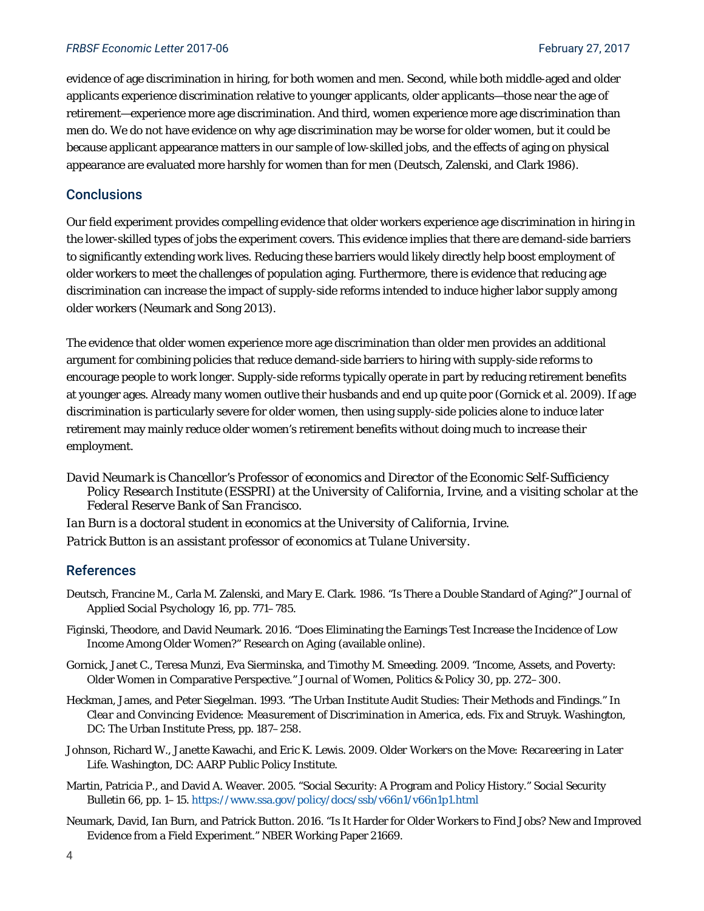evidence of age discrimination in hiring, for both women and men. Second, while both middle-aged and older applicants experience discrimination relative to younger applicants, older applicants—those near the age of retirement—experience more age discrimination. And third, women experience more age discrimination than men do. We do not have evidence on why age discrimination may be worse for older women, but it could be because applicant appearance matters in our sample of low-skilled jobs, and the effects of aging on physical appearance are evaluated more harshly for women than for men (Deutsch, Zalenski, and Clark 1986).

## Conclusions

Our field experiment provides compelling evidence that older workers experience age discrimination in hiring in the lower-skilled types of jobs the experiment covers. This evidence implies that there are demand-side barriers to significantly extending work lives. Reducing these barriers would likely directly help boost employment of older workers to meet the challenges of population aging. Furthermore, there is evidence that reducing age discrimination can increase the impact of supply-side reforms intended to induce higher labor supply among older workers (Neumark and Song 2013).

The evidence that older women experience more age discrimination than older men provides an additional argument for combining policies that reduce demand-side barriers to hiring with supply-side reforms to encourage people to work longer. Supply-side reforms typically operate in part by reducing retirement benefits at younger ages. Already many women outlive their husbands and end up quite poor (Gornick et al. 2009). If age discrimination is particularly severe for older women, then using supply-side policies alone to induce later retirement may mainly reduce older women's retirement benefits without doing much to increase their employment.

*David Neumark is Chancellor's Professor of economics and Director of the Economic Self-Sufficiency Policy Research Institute (ESSPRI) at the University of California, Irvine, and a visiting scholar at the Federal Reserve Bank of San Francisco.*

*Ian Burn is a doctoral student in economics at the University of California, Irvine.*

*Patrick Button is an assistant professor of economics at Tulane University.*

## References

Deutsch, Francine M., Carla M. Zalenski, and Mary E. Clark. 1986. "Is There a Double Standard of Aging?" *Journal of Applied Social Psychology* 16, pp. 771–785.

Figinski, Theodore, and David Neumark. 2016. "Does Eliminating the Earnings Test Increase the Incidence of Low Income Among Older Women?" *Research on Aging* (available online).

Gornick, Janet C., Teresa Munzi, Eva Sierminska, and Timothy M. Smeeding. 2009. "Income, Assets, and Poverty: Older Women in Comparative Perspective." *Journal of Women, Politics & Policy* 30, pp. 272–300.

Heckman, James, and Peter Siegelman. 1993. "The Urban Institute Audit Studies: Their Methods and Findings." In *Clear and Convincing Evidence: Measurement of Discrimination in America*, eds. Fix and Struyk. Washington, DC: The Urban Institute Press, pp. 187–258.

Johnson, Richard W., Janette Kawachi, and Eric K. Lewis. 2009. *Older Workers on the Move: Recareering in Later Life*. Washington, DC: AARP Public Policy Institute.

Martin, Patricia P., and David A. Weaver. 2005. "Social Security: A Program and Policy History." *Social Security Bulletin* 66, pp. 1–15. https://www.ssa.gov/policy/docs/ssb/v66n1/v66n1p1.html

Neumark, David, Ian Burn, and Patrick Button. 2016. "Is It Harder for Older Workers to Find Jobs? New and Improved Evidence from a Field Experiment." NBER Working Paper 21669.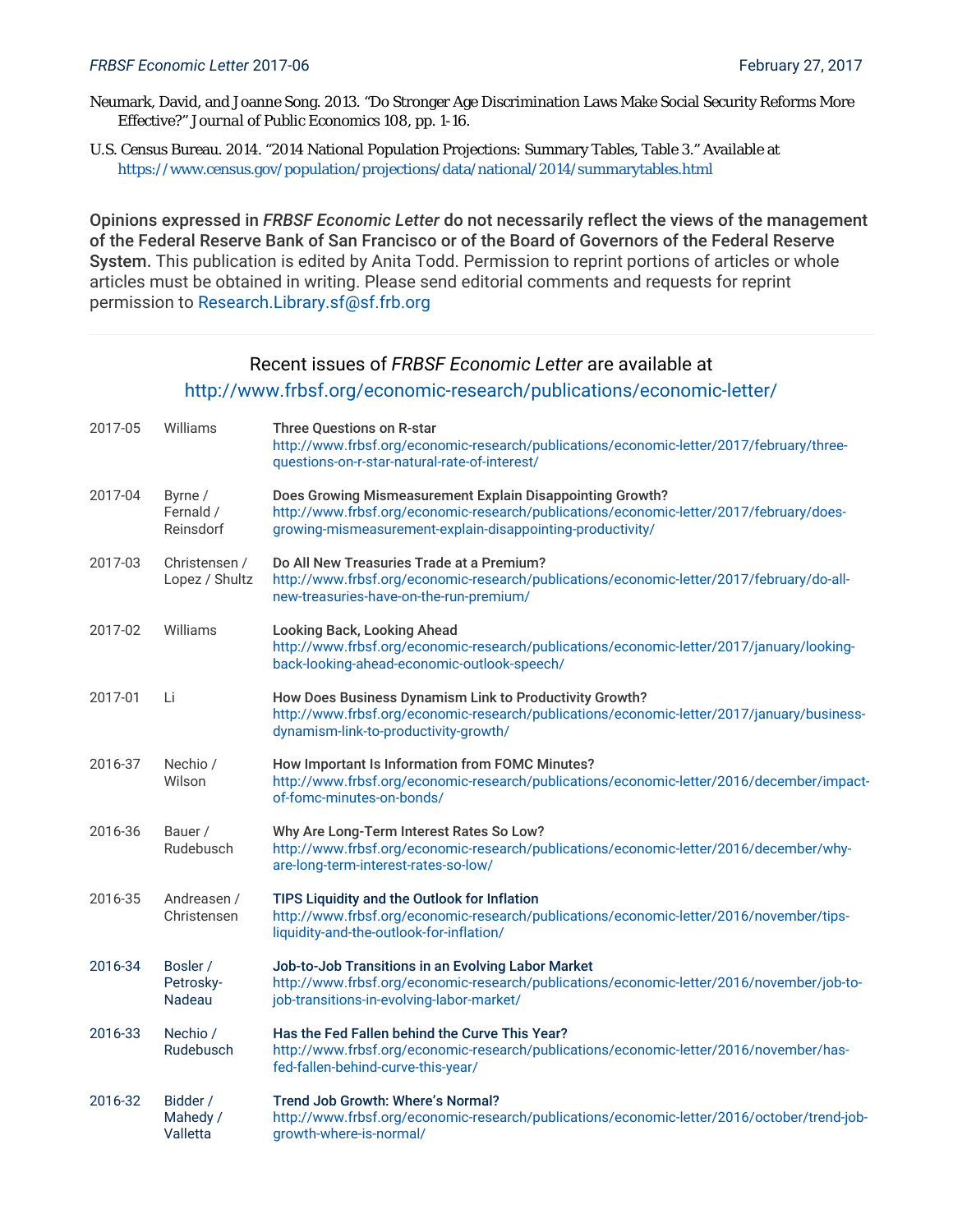Neumark, David, and Joanne Song. 2013. "Do Stronger Age Discrimination Laws Make Social Security Reforms More Effective?" Journal of Public Economics 108, pp. 1-16.

U.S. Census Bureau. 2014. "2014 National Population Projections: Summary Tables, Table 3." Available at https://www.census.gov/population/projections/data/national/2014/summarytables.html

**Opinions expressed in *FRBSF Economic Letter* do not necessarily reflect the views of the management of the Federal Reserve Bank of San Francisco or of the Board of Governors of the Federal Reserve System.** This publication is edited by Anita Todd. Permission to reprint portions of articles or whole articles must be obtained in writing. Please send editorial comments and requests for reprint permission to Research.Library.sf@sf.frb.org

---

Recent issues of *FRBSF Economic Letter* are available at
http://www.frbsf.org/economic-research/publications/economic-letter/

| | | |
|---|---|---|
| 2017-05 | Williams | **Three Questions on R-star** http://www.frbsf.org/economic-research/publications/economic-letter/2017/february/three-questions-on-r-star-natural-rate-of-interest/ |
| 2017-04 | Byrne / Fernald / Reinsdorf | **Does Growing Mismeasurement Explain Disappointing Growth?** http://www.frbsf.org/economic-research/publications/economic-letter/2017/february/does-growing-mismeasurement-explain-disappointing-productivity/ |
| 2017-03 | Christensen / Lopez / Shultz | **Do All New Treasuries Trade at a Premium?** http://www.frbsf.org/economic-research/publications/economic-letter/2017/february/do-all-new-treasuries-have-on-the-run-premium/ |
| 2017-02 | Williams | **Looking Back, Looking Ahead** http://www.frbsf.org/economic-research/publications/economic-letter/2017/january/looking-back-looking-ahead-economic-outlook-speech/ |
| 2017-01 | Li | **How Does Business Dynamism Link to Productivity Growth?** http://www.frbsf.org/economic-research/publications/economic-letter/2017/january/business-dynamism-link-to-productivity-growth/ |
| 2016-37 | Nechio / Wilson | **How Important Is Information from FOMC Minutes?** http://www.frbsf.org/economic-research/publications/economic-letter/2016/december/impact-of-fomc-minutes-on-bonds/ |
| 2016-36 | Bauer / Rudebusch | **Why Are Long-Term Interest Rates So Low?** http://www.frbsf.org/economic-research/publications/economic-letter/2016/december/why-are-long-term-interest-rates-so-low/ |
| 2016-35 | Andreasen / Christensen | **TIPS Liquidity and the Outlook for Inflation** http://www.frbsf.org/economic-research/publications/economic-letter/2016/november/tips-liquidity-and-the-outlook-for-inflation/ |
| 2016-34 | Bosler / Petrosky-Nadeau | **Job-to-Job Transitions in an Evolving Labor Market** http://www.frbsf.org/economic-research/publications/economic-letter/2016/november/job-to-job-transitions-in-evolving-labor-market/ |
| 2016-33 | Nechio / Rudebusch | **Has the Fed Fallen behind the Curve This Year?** http://www.frbsf.org/economic-research/publications/economic-letter/2016/november/has-fed-fallen-behind-curve-this-year/ |
| 2016-32 | Bidder / Mahedy / Valletta | **Trend Job Growth: Where's Normal?** http://www.frbsf.org/economic-research/publications/economic-letter/2016/october/trend-job-growth-where-is-normal/ |